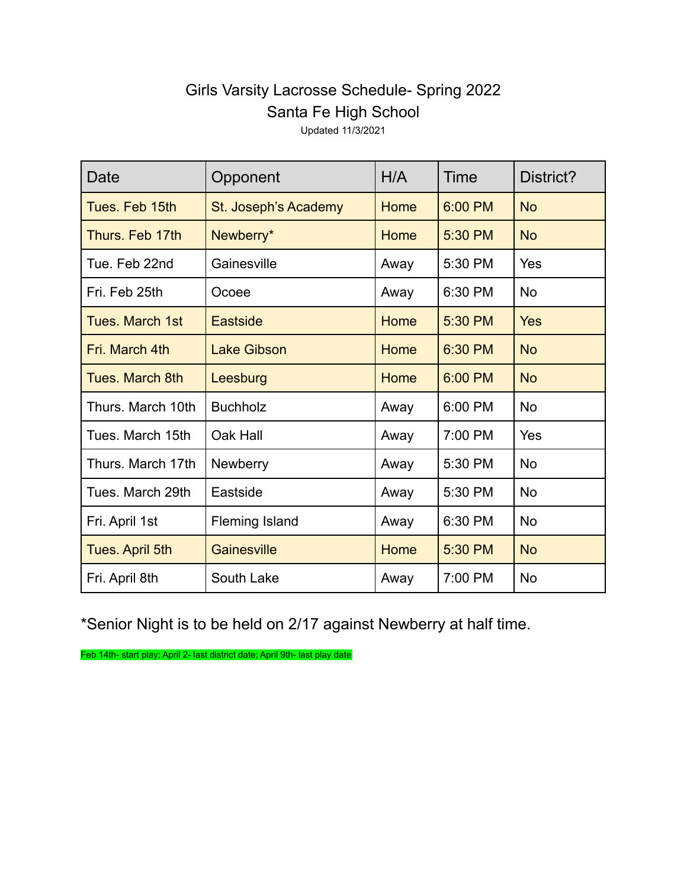# Girls Varsity Lacrosse Schedule- Spring 2022

## Santa Fe High School

Updated 11/3/2021

| Date | Opponent | H/A | Time | District? |
|---|---|---|---|---|
| Tues. Feb 15th | St. Joseph's Academy | Home | 6:00 PM | No |
| Thurs. Feb 17th | Newberry* | Home | 5:30 PM | No |
| Tue. Feb 22nd | Gainesville | Away | 5:30 PM | Yes |
| Fri. Feb 25th | Ocoee | Away | 6:30 PM | No |
| Tues. March 1st | Eastside | Home | 5:30 PM | Yes |
| Fri. March 4th | Lake Gibson | Home | 6:30 PM | No |
| Tues. March 8th | Leesburg | Home | 6:00 PM | No |
| Thurs. March 10th | Buchholz | Away | 6:00 PM | No |
| Tues. March 15th | Oak Hall | Away | 7:00 PM | Yes |
| Thurs. March 17th | Newberry | Away | 5:30 PM | No |
| Tues. March 29th | Eastside | Away | 5:30 PM | No |
| Fri. April 1st | Fleming Island | Away | 6:30 PM | No |
| Tues. April 5th | Gainesville | Home | 5:30 PM | No |
| Fri. April 8th | South Lake | Away | 7:00 PM | No |

*Senior Night is to be held on 2/17 against Newberry at half time.

Feb 14th- start play; April 2- last district date; April 9th- last play date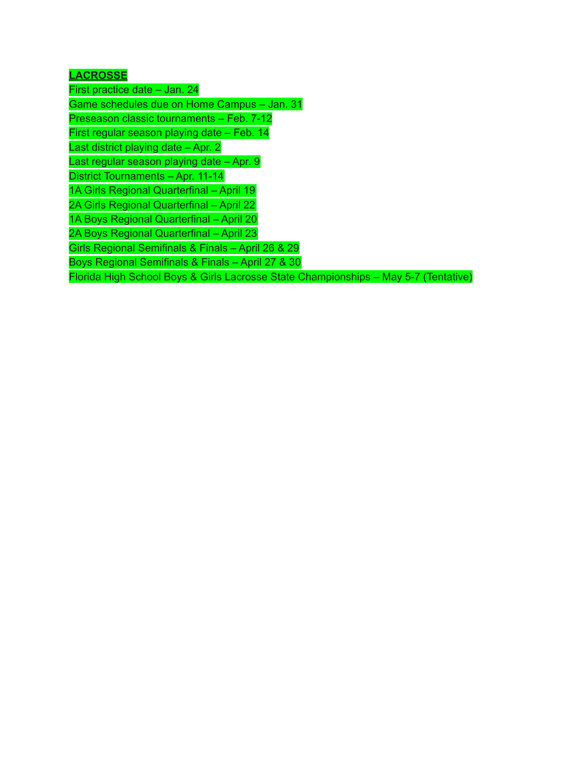**LACROSSE**

First practice date – Jan. 24
Game schedules due on Home Campus – Jan. 31
Preseason classic tournaments – Feb. 7-12
First regular season playing date – Feb. 14
Last district playing date – Apr. 2
Last regular season playing date – Apr. 9
District Tournaments – Apr. 11-14
1A Girls Regional Quarterfinal – April 19
2A Girls Regional Quarterfinal – April 22
1A Boys Regional Quarterfinal – April 20
2A Boys Regional Quarterfinal – April 23
Girls Regional Semifinals & Finals – April 26 & 29
Boys Regional Semifinals & Finals – April 27 & 30
Florida High School Boys & Girls Lacrosse State Championships – May 5-7 (Tentative)